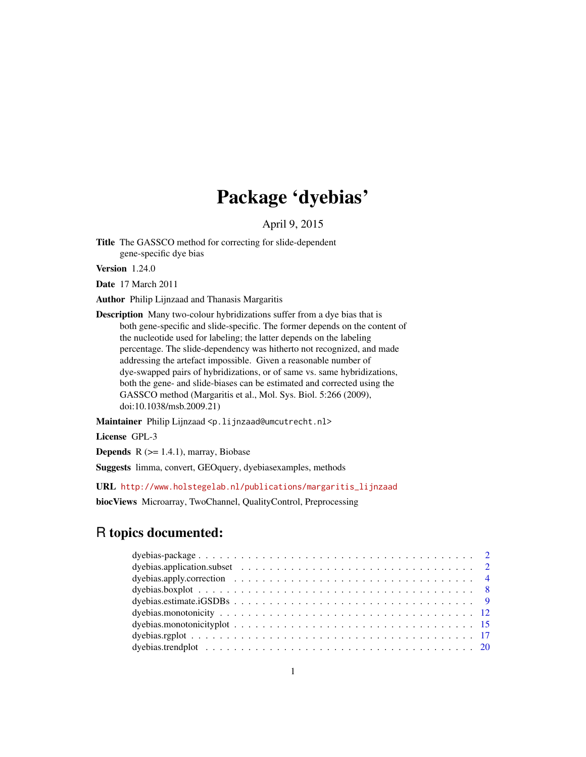# Package 'dyebias'

April 9, 2015

**Title** The GASSCO method for correcting for slide-dependent gene-specific dye bias

**Version** 1.24.0

**Date** 17 March 2011

**Author** Philip Lijnzaad and Thanasis Margaritis

**Description** Many two-colour hybridizations suffer from a dye bias that is both gene-specific and slide-specific. The former depends on the content of the nucleotide used for labeling; the latter depends on the labeling percentage. The slide-dependency was hitherto not recognized, and made addressing the artefact impossible. Given a reasonable number of dye-swapped pairs of hybridizations, or of same vs. same hybridizations, both the gene- and slide-biases can be estimated and corrected using the GASSCO method (Margaritis et al., Mol. Sys. Biol. 5:266 (2009), doi:10.1038/msb.2009.21)

**Maintainer** Philip Lijnzaad <p.lijnzaad@umcutrecht.nl>

**License** GPL-3

**Depends** R (>= 1.4.1), marray, Biobase

**Suggests** limma, convert, GEOquery, dyebiasexamples, methods

**URL** http://www.holstegelab.nl/publications/margaritis_lijnzaad

**biocViews** Microarray, TwoChannel, QualityControl, Preprocessing

## R topics documented:

- dyebias-package . . . . . . . . . . . . . . . . . . . . . . . . . . . . . . . . . . . . . . . . 2
- dyebias.application.subset . . . . . . . . . . . . . . . . . . . . . . . . . . . . . . . . . . 2
- dyebias.apply.correction . . . . . . . . . . . . . . . . . . . . . . . . . . . . . . . . . . . 4
- dyebias.boxplot . . . . . . . . . . . . . . . . . . . . . . . . . . . . . . . . . . . . . . . . 8
- dyebias.estimate.iGSDBs . . . . . . . . . . . . . . . . . . . . . . . . . . . . . . . . . . . 9
- dyebias.monotonicity . . . . . . . . . . . . . . . . . . . . . . . . . . . . . . . . . . . . . 12
- dyebias.monotonicityplot . . . . . . . . . . . . . . . . . . . . . . . . . . . . . . . . . . . 15
- dyebias.rgplot . . . . . . . . . . . . . . . . . . . . . . . . . . . . . . . . . . . . . . . . . 17
- dyebias.trendplot . . . . . . . . . . . . . . . . . . . . . . . . . . . . . . . . . . . . . . . 20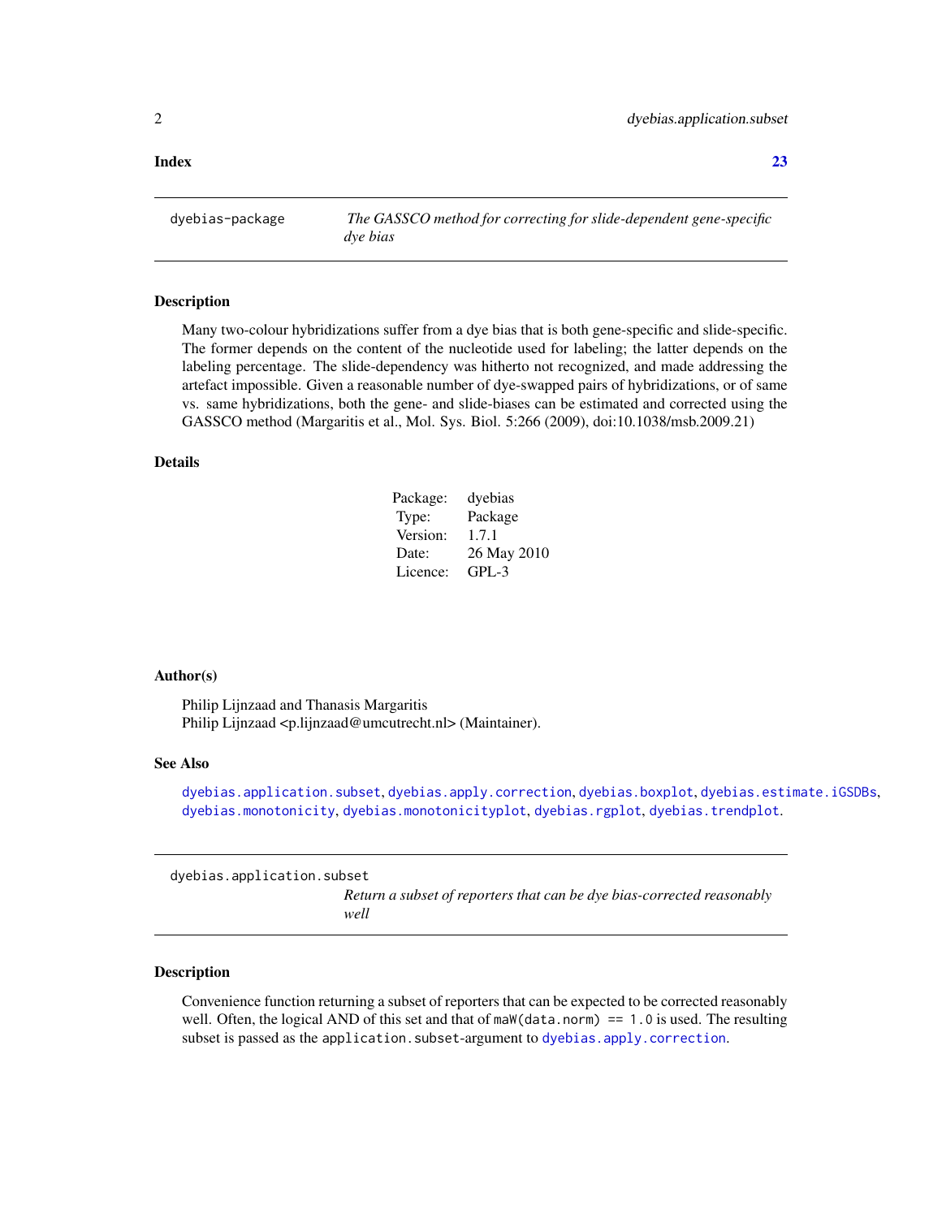**Index** 23

---

dyebias-package — *The GASSCO method for correcting for slide-dependent gene-specific dye bias*

---

### Description

Many two-colour hybridizations suffer from a dye bias that is both gene-specific and slide-specific. The former depends on the content of the nucleotide used for labeling; the latter depends on the labeling percentage. The slide-dependency was hitherto not recognized, and made addressing the artefact impossible. Given a reasonable number of dye-swapped pairs of hybridizations, or of same vs. same hybridizations, both the gene- and slide-biases can be estimated and corrected using the GASSCO method (Margaritis et al., Mol. Sys. Biol. 5:266 (2009), doi:10.1038/msb.2009.21)

### Details

| | |
|---|---|
| Package: | dyebias |
| Type: | Package |
| Version: | 1.7.1 |
| Date: | 26 May 2010 |
| Licence: | GPL-3 |

### Author(s)

Philip Lijnzaad and Thanasis Margaritis
Philip Lijnzaad <p.lijnzaad@umcutrecht.nl> (Maintainer).

### See Also

`dyebias.application.subset`, `dyebias.apply.correction`, `dyebias.boxplot`, `dyebias.estimate.iGSDBs`, `dyebias.monotonicity`, `dyebias.monotonicityplot`, `dyebias.rgplot`, `dyebias.trendplot`.

---

dyebias.application.subset — *Return a subset of reporters that can be dye bias-corrected reasonably well*

---

### Description

Convenience function returning a subset of reporters that can be expected to be corrected reasonably well. Often, the logical AND of this set and that of `maW(data.norm) == 1.0` is used. The resulting subset is passed as the `application.subset`-argument to `dyebias.apply.correction`.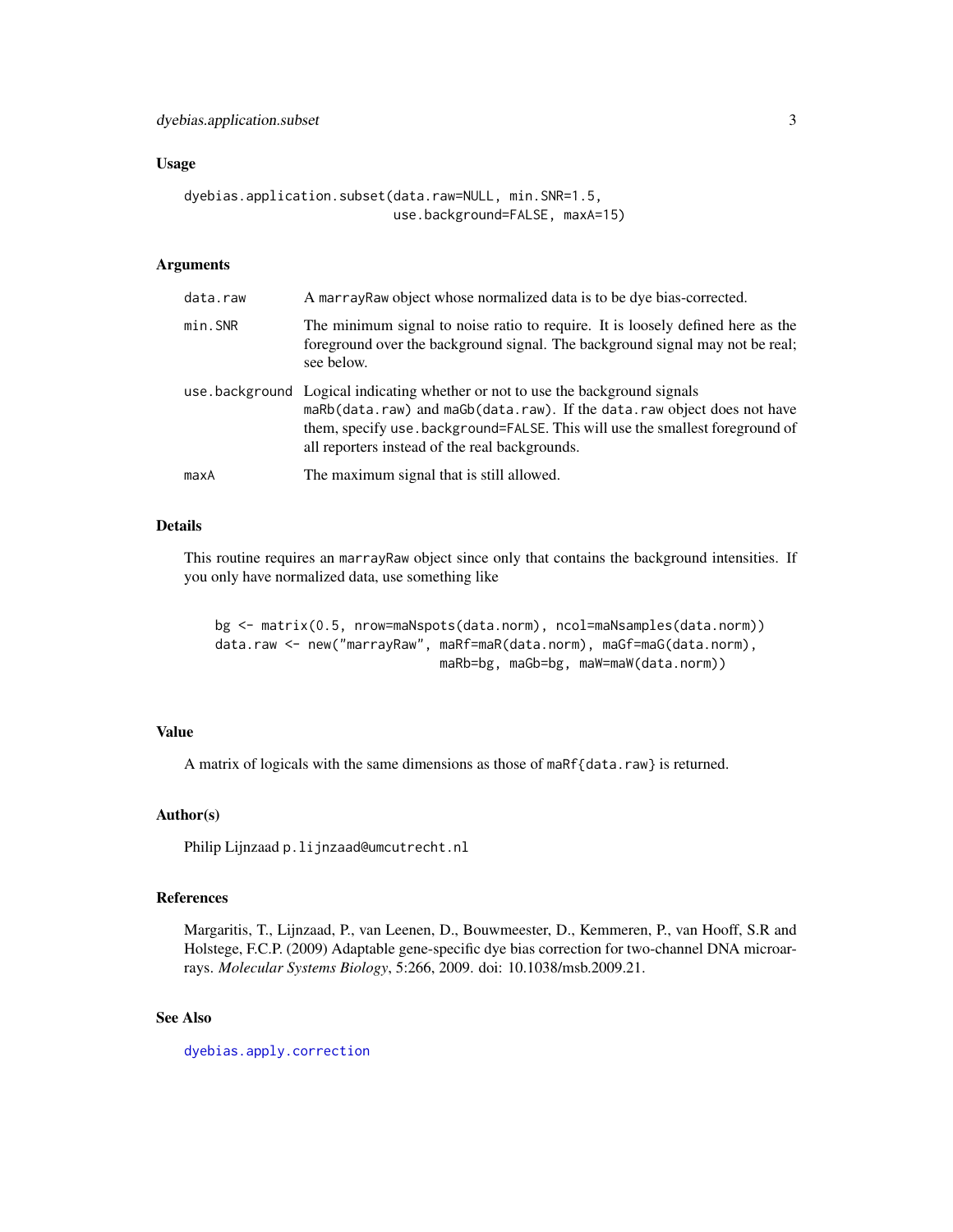## Usage

```
dyebias.application.subset(data.raw=NULL, min.SNR=1.5,
                           use.background=FALSE, maxA=15)
```

## Arguments

| | |
|---|---|
| data.raw | A marrayRaw object whose normalized data is to be dye bias-corrected. |
| min.SNR | The minimum signal to noise ratio to require. It is loosely defined here as the foreground over the background signal. The background signal may not be real; see below. |
| use.background | Logical indicating whether or not to use the background signals maRb(data.raw) and maGb(data.raw). If the data.raw object does not have them, specify use.background=FALSE. This will use the smallest foreground of all reporters instead of the real backgrounds. |
| maxA | The maximum signal that is still allowed. |

## Details

This routine requires an marrayRaw object since only that contains the background intensities. If you only have normalized data, use something like

```
bg <- matrix(0.5, nrow=maNspots(data.norm), ncol=maNsamples(data.norm))
data.raw <- new("marrayRaw", maRf=maR(data.norm), maGf=maG(data.norm),
                             maRb=bg, maGb=bg, maW=maW(data.norm))
```

## Value

A matrix of logicals with the same dimensions as those of maRf{data.raw} is returned.

## Author(s)

Philip Lijnzaad p.lijnzaad@umcutrecht.nl

## References

Margaritis, T., Lijnzaad, P., van Leenen, D., Bouwmeester, D., Kemmeren, P., van Hooff, S.R and Holstege, F.C.P. (2009) Adaptable gene-specific dye bias correction for two-channel DNA microarrays. *Molecular Systems Biology*, 5:266, 2009. doi: 10.1038/msb.2009.21.

## See Also

dyebias.apply.correction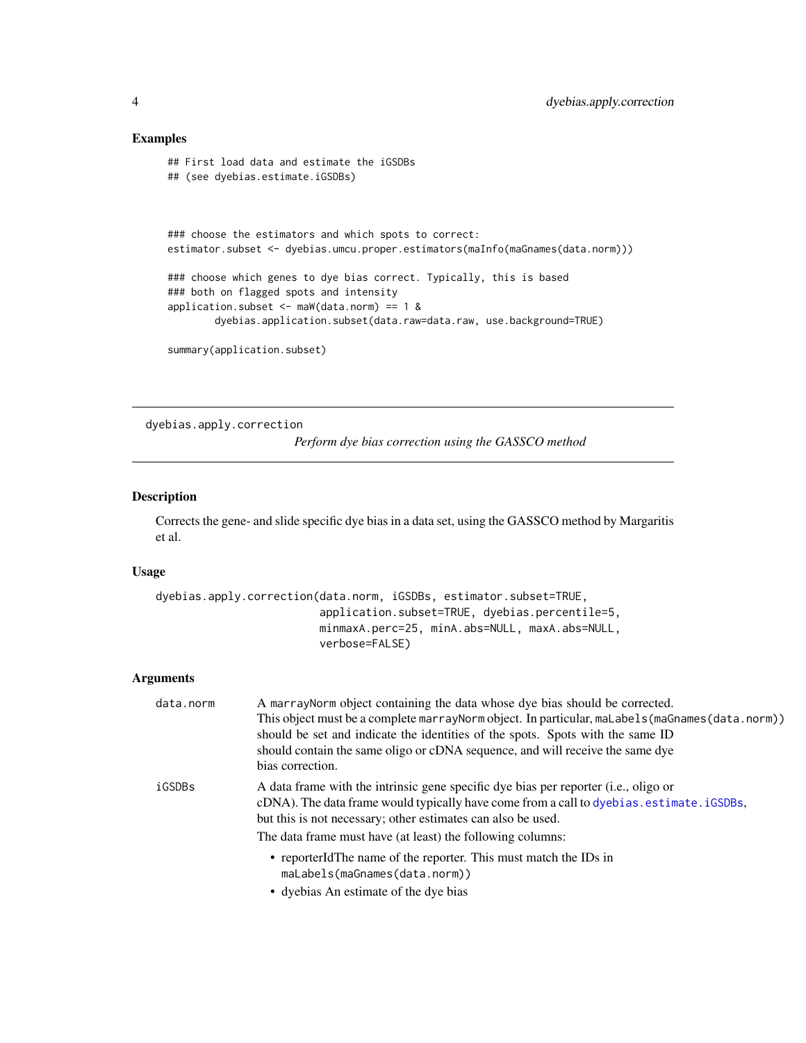## Examples

```
## First load data and estimate the iGSDBs
## (see dyebias.estimate.iGSDBs)



### choose the estimators and which spots to correct:
estimator.subset <- dyebias.umcu.proper.estimators(maInfo(maGnames(data.norm)))

### choose which genes to dye bias correct. Typically, this is based
### both on flagged spots and intensity
application.subset <- maW(data.norm) == 1 &
        dyebias.application.subset(data.raw=data.raw, use.background=TRUE)

summary(application.subset)
```

---

dyebias.apply.correction &nbsp;&nbsp;&nbsp;&nbsp; *Perform dye bias correction using the GASSCO method*

---

## Description

Corrects the gene- and slide specific dye bias in a data set, using the GASSCO method by Margaritis et al.

## Usage

```
dyebias.apply.correction(data.norm, iGSDBs, estimator.subset=TRUE,
                         application.subset=TRUE, dyebias.percentile=5,
                         minmaxA.perc=25, minA.abs=NULL, maxA.abs=NULL,
                         verbose=FALSE)
```

## Arguments

**data.norm** &nbsp; A `marrayNorm` object containing the data whose dye bias should be corrected. This object must be a complete `marrayNorm` object. In particular, `maLabels(maGnames(data.norm))` should be set and indicate the identities of the spots. Spots with the same ID should contain the same oligo or cDNA sequence, and will receive the same dye bias correction.

**iGSDBs** &nbsp; A data frame with the intrinsic gene specific dye bias per reporter (i.e., oligo or cDNA). The data frame would typically have come from a call to `dyebias.estimate.iGSDBs`, but this is not necessary; other estimates can also be used.

The data frame must have (at least) the following columns:

- reporterIdThe name of the reporter. This must match the IDs in `maLabels(maGnames(data.norm))`
- dyebias An estimate of the dye bias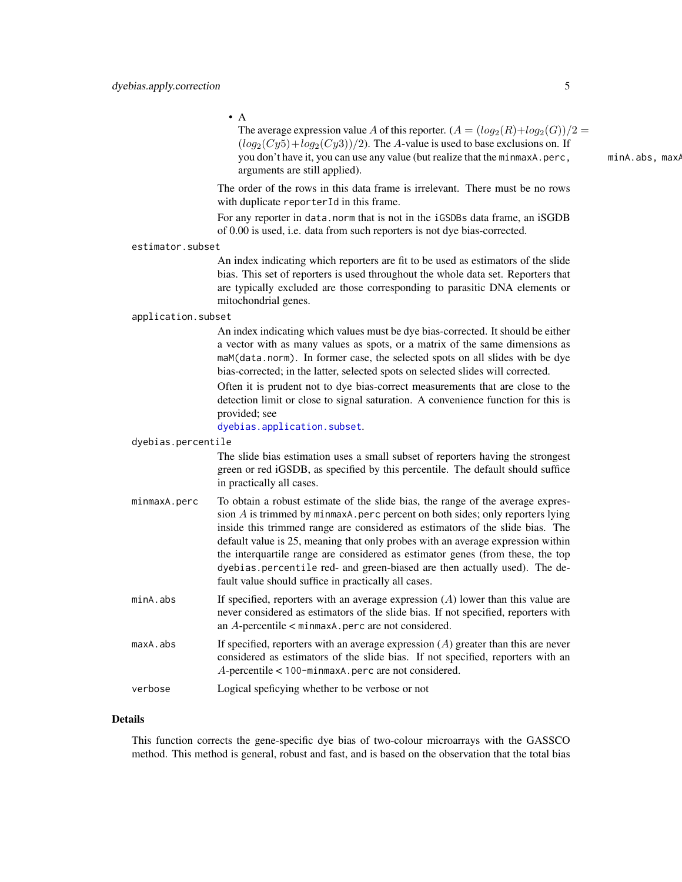- A

  The average expression value $A$ of this reporter. ($A = (log_2(R)+log_2(G))/2 = (log_2(Cy5)+log_2(Cy3))/2$). The $A$-value is used to base exclusions on. If you don't have it, you can use any value (but realize that the `minmaxA.perc`, `minA.abs`, `maxA` arguments are still applied).

The order of the rows in this data frame is irrelevant. There must be no rows with duplicate `reporterId` in this frame.

For any reporter in `data.norm` that is not in the `iGSDBs` data frame, an iSGDB of 0.00 is used, i.e. data from such reporters is not dye bias-corrected.

`estimator.subset`
: An index indicating which reporters are fit to be used as estimators of the slide bias. This set of reporters is used throughout the whole data set. Reporters that are typically excluded are those corresponding to parasitic DNA elements or mitochondrial genes.

`application.subset`
: An index indicating which values must be dye bias-corrected. It should be either a vector with as many values as spots, or a matrix of the same dimensions as `maM(data.norm)`. In former case, the selected spots on all slides with be dye bias-corrected; in the latter, selected spots on selected slides will corrected.

  Often it is prudent not to dye bias-correct measurements that are close to the detection limit or close to signal saturation. A convenience function for this is provided; see `dyebias.application.subset`.

`dyebias.percentile`
: The slide bias estimation uses a small subset of reporters having the strongest green or red iGSDB, as specified by this percentile. The default should suffice in practically all cases.

`minmaxA.perc`
: To obtain a robust estimate of the slide bias, the range of the average expression $A$ is trimmed by `minmaxA.perc` percent on both sides; only reporters lying inside this trimmed range are considered as estimators of the slide bias. The default value is 25, meaning that only probes with an average expression within the interquartile range are considered as estimator genes (from these, the top `dyebias.percentile` red- and green-biased are then actually used). The default value should suffice in practically all cases.

`minA.abs`
: If specified, reporters with an average expression ($A$) lower than this value are never considered as estimators of the slide bias. If not specified, reporters with an $A$-percentile < `minmaxA.perc` are not considered.

`maxA.abs`
: If specified, reporters with an average expression ($A$) greater than this are never considered as estimators of the slide bias. If not specified, reporters with an $A$-percentile < `100-minmaxA.perc` are not considered.

`verbose`
: Logical speficying whether to be verbose or not

## Details

This function corrects the gene-specific dye bias of two-colour microarrays with the GASSCO method. This method is general, robust and fast, and is based on the observation that the total bias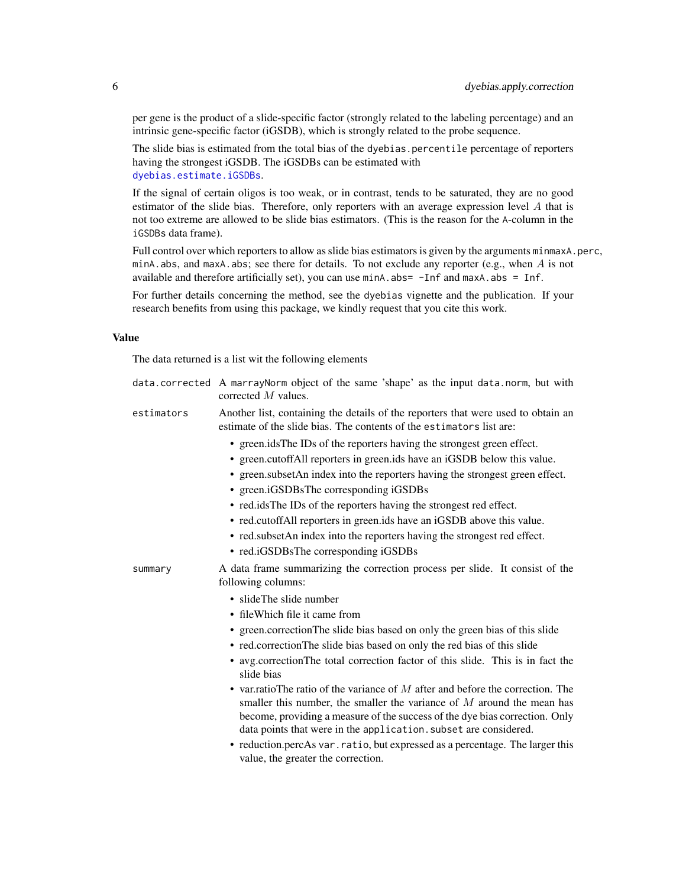per gene is the product of a slide-specific factor (strongly related to the labeling percentage) and an intrinsic gene-specific factor (iGSDB), which is strongly related to the probe sequence.

The slide bias is estimated from the total bias of the `dyebias.percentile` percentage of reporters having the strongest iGSDB. The iGSDBs can be estimated with `dyebias.estimate.iGSDBs`.

If the signal of certain oligos is too weak, or in contrast, tends to be saturated, they are no good estimator of the slide bias. Therefore, only reporters with an average expression level $A$ that is not too extreme are allowed to be slide bias estimators. (This is the reason for the `A`-column in the `iGSDBs` data frame).

Full control over which reporters to allow as slide bias estimators is given by the arguments `minmaxA.perc`, `minA.abs`, and `maxA.abs`; see there for details. To not exclude any reporter (e.g., when $A$ is not available and therefore artificially set), you can use `minA.abs= -Inf` and `maxA.abs = Inf`.

For further details concerning the method, see the `dyebias` vignette and the publication. If your research benefits from using this package, we kindly request that you cite this work.

## Value

The data returned is a list wit the following elements

`data.corrected` A `marrayNorm` object of the same 'shape' as the input `data.norm`, but with corrected $M$ values.

`estimators` Another list, containing the details of the reporters that were used to obtain an estimate of the slide bias. The contents of the `estimators` list are:

- green.idsThe IDs of the reporters having the strongest green effect.
- green.cutoffAll reporters in green.ids have an iGSDB below this value.
- green.subsetAn index into the reporters having the strongest green effect.
- green.iGSDBsThe corresponding iGSDBs
- red.idsThe IDs of the reporters having the strongest red effect.
- red.cutoffAll reporters in green.ids have an iGSDB above this value.
- red.subsetAn index into the reporters having the strongest red effect.
- red.iGSDBsThe corresponding iGSDBs

`summary` A data frame summarizing the correction process per slide. It consist of the following columns:

- slideThe slide number
- fileWhich file it came from
- green.correctionThe slide bias based on only the green bias of this slide
- red.correctionThe slide bias based on only the red bias of this slide
- avg.correctionThe total correction factor of this slide. This is in fact the slide bias
- var.ratioThe ratio of the variance of $M$ after and before the correction. The smaller this number, the smaller the variance of $M$ around the mean has become, providing a measure of the success of the dye bias correction. Only data points that were in the `application.subset` are considered.
- reduction.percAs `var.ratio`, but expressed as a percentage. The larger this value, the greater the correction.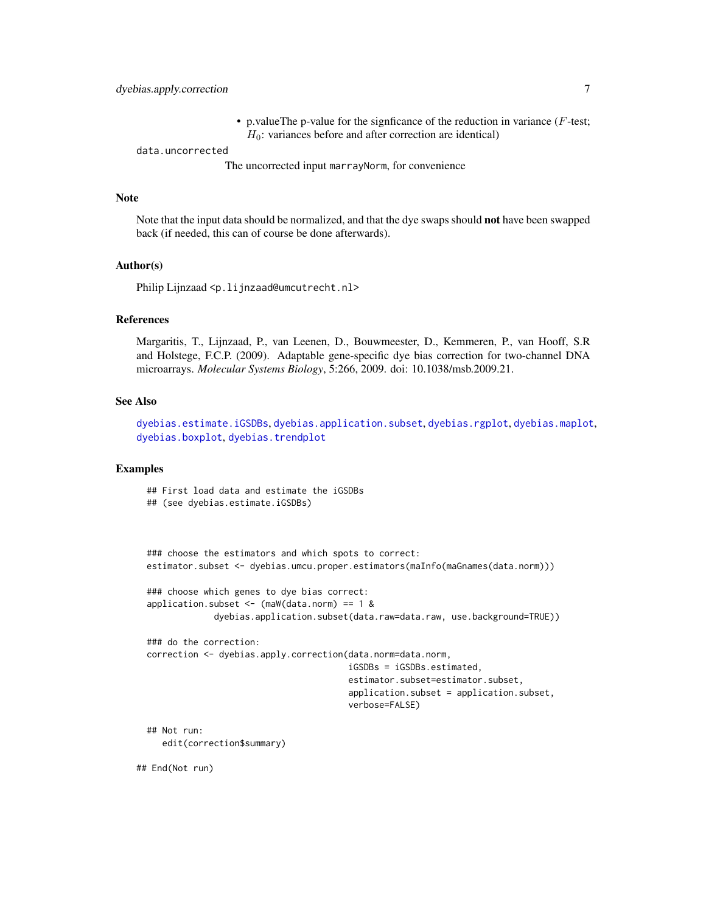- p.valueThe p-value for the signficance of the reduction in variance ($F$-test; $H_0$: variances before and after correction are identical)

`data.uncorrected`
: The uncorrected input `marrayNorm`, for convenience

## Note

Note that the input data should be normalized, and that the dye swaps should **not** have been swapped back (if needed, this can of course be done afterwards).

## Author(s)

Philip Lijnzaad <p.lijnzaad@umcutrecht.nl>

## References

Margaritis, T., Lijnzaad, P., van Leenen, D., Bouwmeester, D., Kemmeren, P., van Hooff, S.R and Holstege, F.C.P. (2009). Adaptable gene-specific dye bias correction for two-channel DNA microarrays. *Molecular Systems Biology*, 5:266, 2009. doi: 10.1038/msb.2009.21.

## See Also

dyebias.estimate.iGSDBs, dyebias.application.subset, dyebias.rgplot, dyebias.maplot, dyebias.boxplot, dyebias.trendplot

## Examples

```
  ## First load data and estimate the iGSDBs
  ## (see dyebias.estimate.iGSDBs)



  ### choose the estimators and which spots to correct:
  estimator.subset <- dyebias.umcu.proper.estimators(maInfo(maGnames(data.norm)))

  ### choose which genes to dye bias correct:
  application.subset <- (maW(data.norm) == 1 &
               dyebias.application.subset(data.raw=data.raw, use.background=TRUE))

  ### do the correction:
  correction <- dyebias.apply.correction(data.norm=data.norm,
                                         iGSDBs = iGSDBs.estimated,
                                         estimator.subset=estimator.subset,
                                         application.subset = application.subset,
                                         verbose=FALSE)

  ## Not run:
     edit(correction$summary)

## End(Not run)
```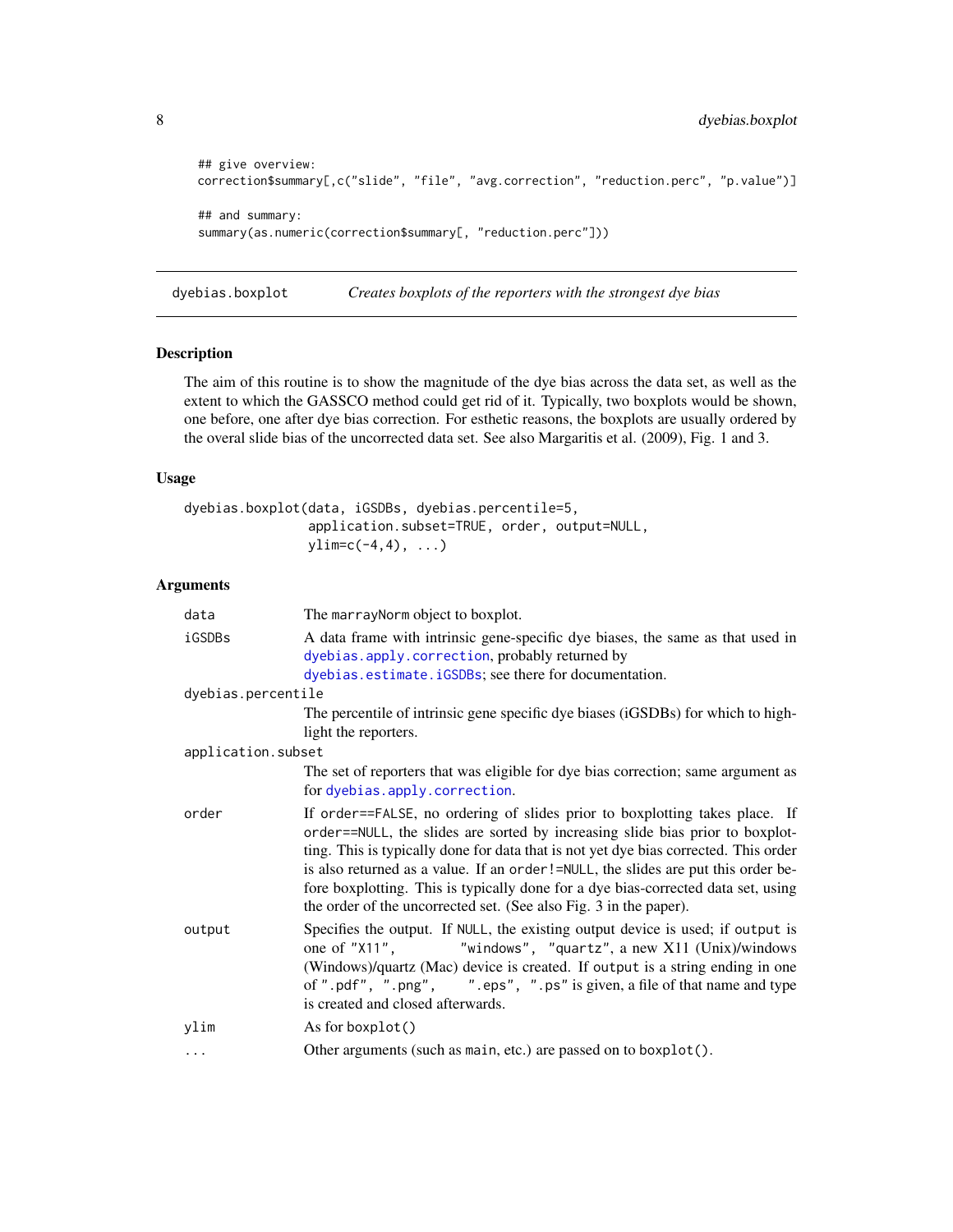```
## give overview:
correction$summary[,c("slide", "file", "avg.correction", "reduction.perc", "p.value")]

## and summary:
summary(as.numeric(correction$summary[, "reduction.perc"]))
```

## dyebias.boxplot — *Creates boxplots of the reporters with the strongest dye bias*

### Description

The aim of this routine is to show the magnitude of the dye bias across the data set, as well as the extent to which the GASSCO method could get rid of it. Typically, two boxplots would be shown, one before, one after dye bias correction. For esthetic reasons, the boxplots are usually ordered by the overal slide bias of the uncorrected data set. See also Margaritis et al. (2009), Fig. 1 and 3.

### Usage

```
dyebias.boxplot(data, iGSDBs, dyebias.percentile=5,
                application.subset=TRUE, order, output=NULL,
                ylim=c(-4,4), ...)
```

### Arguments

- `data` — The `marrayNorm` object to boxplot.
- `iGSDBs` — A data frame with intrinsic gene-specific dye biases, the same as that used in `dyebias.apply.correction`, probably returned by `dyebias.estimate.iGSDBs`; see there for documentation.
- `dyebias.percentile` — The percentile of intrinsic gene specific dye biases (iGSDBs) for which to highlight the reporters.
- `application.subset` — The set of reporters that was eligible for dye bias correction; same argument as for `dyebias.apply.correction`.
- `order` — If `order==FALSE`, no ordering of slides prior to boxplotting takes place. If `order==NULL`, the slides are sorted by increasing slide bias prior to boxplotting. This is typically done for data that is not yet dye bias corrected. This order is also returned as a value. If an `order!=NULL`, the slides are put this order before boxplotting. This is typically done for a dye bias-corrected data set, using the order of the uncorrected set. (See also Fig. 3 in the paper).
- `output` — Specifies the output. If `NULL`, the existing output device is used; if `output` is one of `"X11"`, `"windows"`, `"quartz"`, a new X11 (Unix)/windows (Windows)/quartz (Mac) device is created. If `output` is a string ending in one of `".pdf"`, `".png"`, `".eps"`, `".ps"` is given, a file of that name and type is created and closed afterwards.
- `ylim` — As for `boxplot()`
- `...` — Other arguments (such as `main`, etc.) are passed on to `boxplot()`.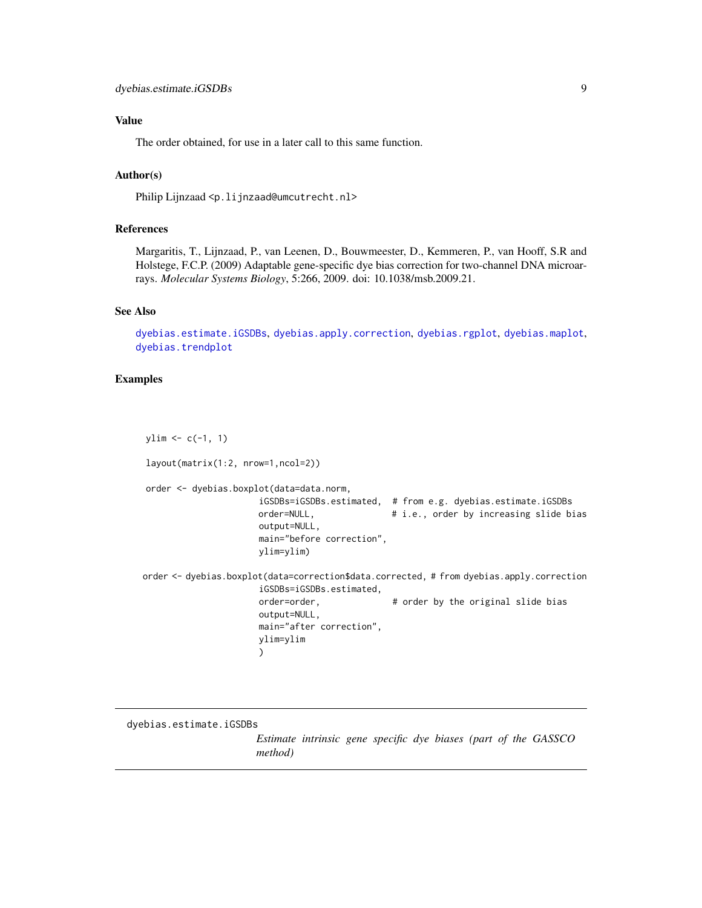## Value

The order obtained, for use in a later call to this same function.

## Author(s)

Philip Lijnzaad <p.lijnzaad@umcutrecht.nl>

## References

Margaritis, T., Lijnzaad, P., van Leenen, D., Bouwmeester, D., Kemmeren, P., van Hooff, S.R and Holstege, F.C.P. (2009) Adaptable gene-specific dye bias correction for two-channel DNA microarrays. *Molecular Systems Biology*, 5:266, 2009. doi: 10.1038/msb.2009.21.

## See Also

dyebias.estimate.iGSDBs, dyebias.apply.correction, dyebias.rgplot, dyebias.maplot, dyebias.trendplot

## Examples

```
 ylim <- c(-1, 1)

 layout(matrix(1:2, nrow=1,ncol=2))

 order <- dyebias.boxplot(data=data.norm,
                        iGSDBs=iGSDBs.estimated,  # from e.g. dyebias.estimate.iGSDBs
                        order=NULL,               # i.e., order by increasing slide bias
                        output=NULL,
                        main="before correction",
                        ylim=ylim)

order <- dyebias.boxplot(data=correction$data.corrected, # from dyebias.apply.correction
                        iGSDBs=iGSDBs.estimated,
                        order=order,              # order by the original slide bias
                        output=NULL,
                        main="after correction",
                        ylim=ylim
                        )
```

---

# dyebias.estimate.iGSDBs

*Estimate intrinsic gene specific dye biases (part of the GASSCO method)*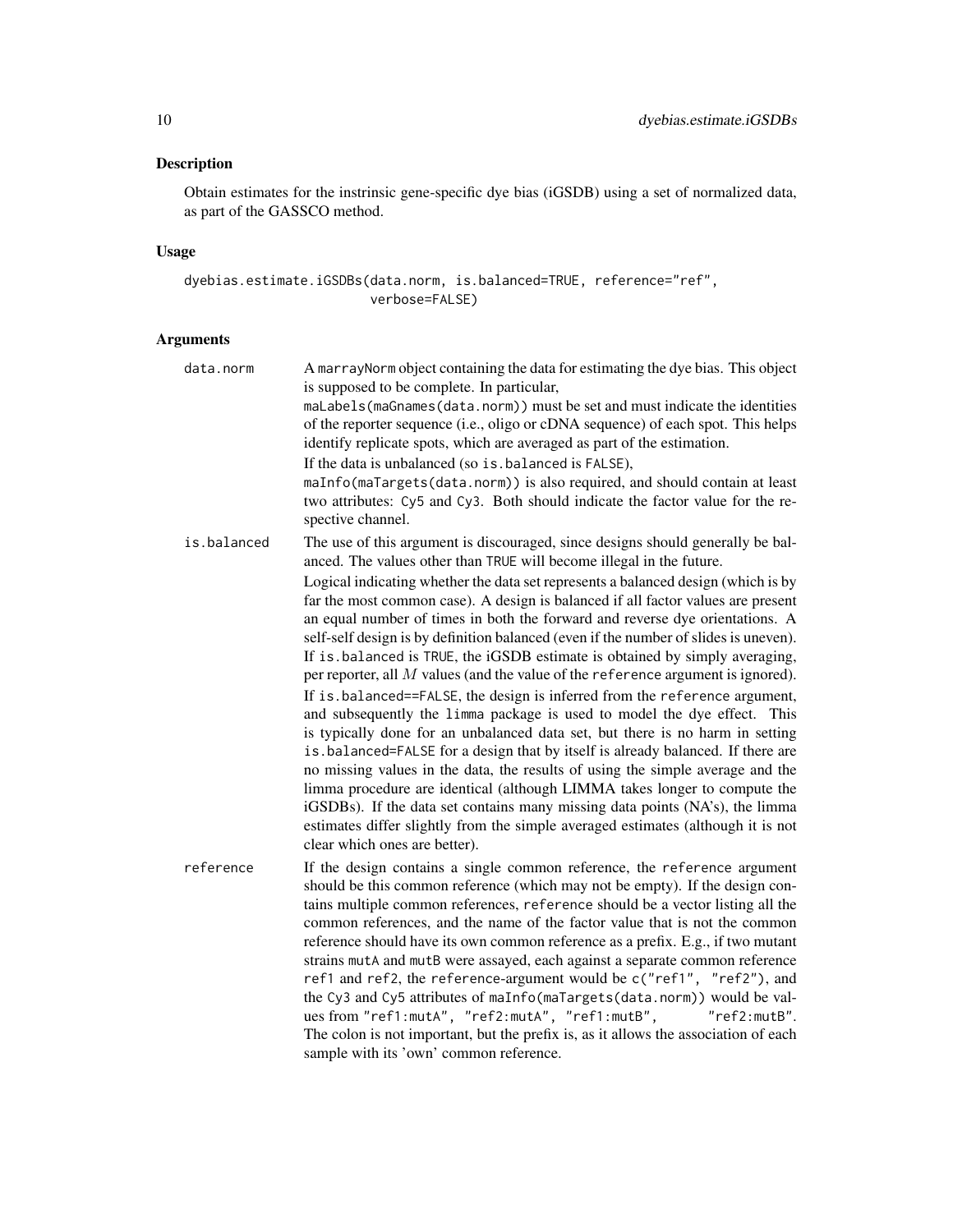## Description

Obtain estimates for the instrinsic gene-specific dye bias (iGSDB) using a set of normalized data, as part of the GASSCO method.

## Usage

```
dyebias.estimate.iGSDBs(data.norm, is.balanced=TRUE, reference="ref",
                        verbose=FALSE)
```

## Arguments

**data.norm** A marrayNorm object containing the data for estimating the dye bias. This object is supposed to be complete. In particular, maLabels(maGnames(data.norm)) must be set and must indicate the identities of the reporter sequence (i.e., oligo or cDNA sequence) of each spot. This helps identify replicate spots, which are averaged as part of the estimation.

If the data is unbalanced (so is.balanced is FALSE), maInfo(maTargets(data.norm)) is also required, and should contain at least two attributes: Cy5 and Cy3. Both should indicate the factor value for the respective channel.

**is.balanced** The use of this argument is discouraged, since designs should generally be balanced. The values other than TRUE will become illegal in the future.

Logical indicating whether the data set represents a balanced design (which is by far the most common case). A design is balanced if all factor values are present an equal number of times in both the forward and reverse dye orientations. A self-self design is by definition balanced (even if the number of slides is uneven). If is.balanced is TRUE, the iGSDB estimate is obtained by simply averaging, per reporter, all $M$ values (and the value of the reference argument is ignored).

If is.balanced==FALSE, the design is inferred from the reference argument, and subsequently the limma package is used to model the dye effect. This is typically done for an unbalanced data set, but there is no harm in setting is.balanced=FALSE for a design that by itself is already balanced. If there are no missing values in the data, the results of using the simple average and the limma procedure are identical (although LIMMA takes longer to compute the iGSDBs). If the data set contains many missing data points (NA's), the limma estimates differ slightly from the simple averaged estimates (although it is not clear which ones are better).

**reference** If the design contains a single common reference, the reference argument should be this common reference (which may not be empty). If the design contains multiple common references, reference should be a vector listing all the common references, and the name of the factor value that is not the common reference should have its own common reference as a prefix. E.g., if two mutant strains mutA and mutB were assayed, each against a separate common reference ref1 and ref2, the reference-argument would be c("ref1", "ref2"), and the Cy3 and Cy5 attributes of maInfo(maTargets(data.norm)) would be values from "ref1:mutA", "ref2:mutA", "ref1:mutB", "ref2:mutB". The colon is not important, but the prefix is, as it allows the association of each sample with its 'own' common reference.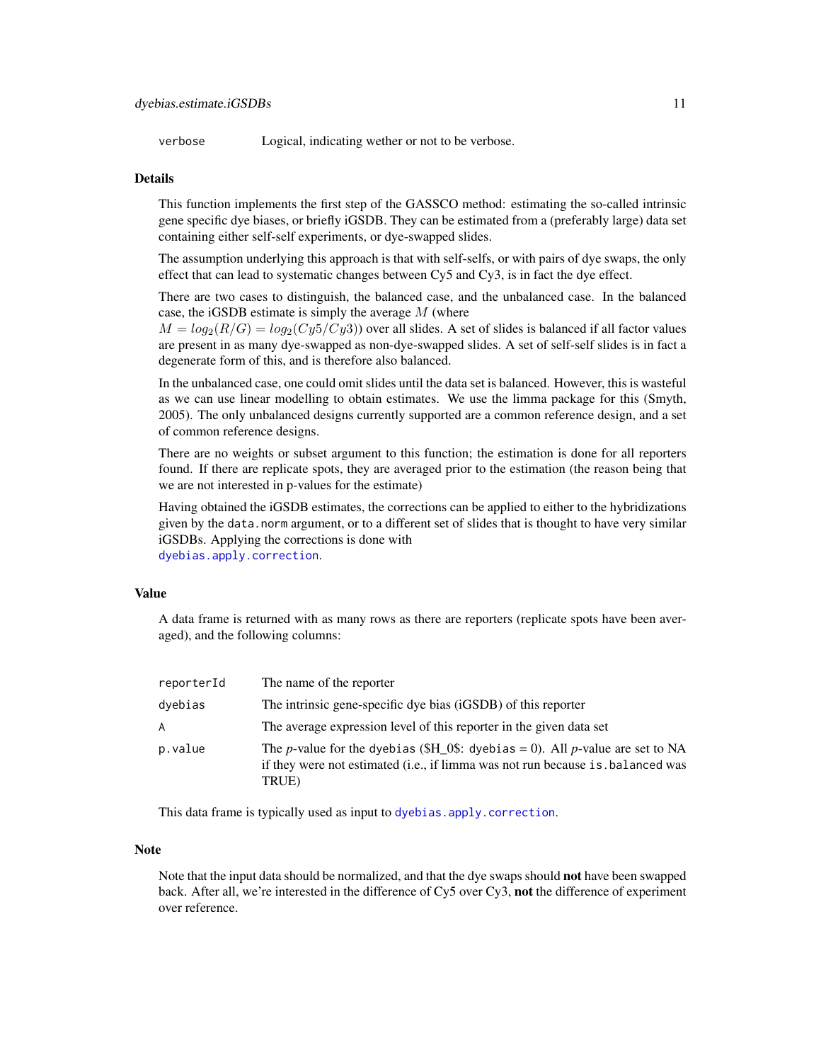verbose Logical, indicating wether or not to be verbose.

## Details

This function implements the first step of the GASSCO method: estimating the so-called intrinsic gene specific dye biases, or briefly iGSDB. They can be estimated from a (preferably large) data set containing either self-self experiments, or dye-swapped slides.

The assumption underlying this approach is that with self-selfs, or with pairs of dye swaps, the only effect that can lead to systematic changes between Cy5 and Cy3, is in fact the dye effect.

There are two cases to distinguish, the balanced case, and the unbalanced case. In the balanced case, the iGSDB estimate is simply the average $M$ (where $M = log_2(R/G) = log_2(Cy5/Cy3)$) over all slides. A set of slides is balanced if all factor values are present in as many dye-swapped as non-dye-swapped slides. A set of self-self slides is in fact a degenerate form of this, and is therefore also balanced.

In the unbalanced case, one could omit slides until the data set is balanced. However, this is wasteful as we can use linear modelling to obtain estimates. We use the limma package for this (Smyth, 2005). The only unbalanced designs currently supported are a common reference design, and a set of common reference designs.

There are no weights or subset argument to this function; the estimation is done for all reporters found. If there are replicate spots, they are averaged prior to the estimation (the reason being that we are not interested in p-values for the estimate)

Having obtained the iGSDB estimates, the corrections can be applied to either to the hybridizations given by the `data.norm` argument, or to a different set of slides that is thought to have very similar iGSDBs. Applying the corrections is done with `dyebias.apply.correction`.

## Value

A data frame is returned with as many rows as there are reporters (replicate spots have been averaged), and the following columns:

| | |
|---|---|
| reporterId | The name of the reporter |
| dyebias | The intrinsic gene-specific dye bias (iGSDB) of this reporter |
| A | The average expression level of this reporter in the given data set |
| p.value | The *p*-value for the `dyebias` ($H_0$: `dyebias` = 0). All *p*-value are set to NA if they were not estimated (i.e., if limma was not run because `is.balanced` was TRUE) |

This data frame is typically used as input to `dyebias.apply.correction`.

## Note

Note that the input data should be normalized, and that the dye swaps should **not** have been swapped back. After all, we're interested in the difference of Cy5 over Cy3, **not** the difference of experiment over reference.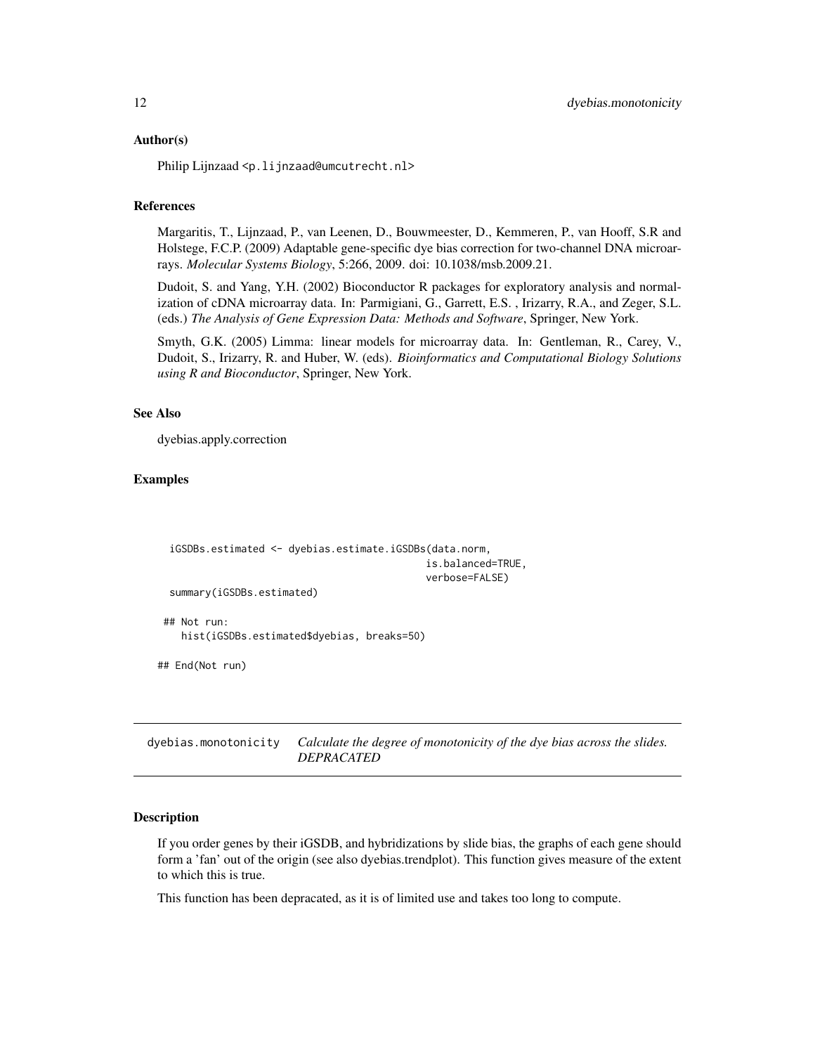### Author(s)

Philip Lijnzaad <p.lijnzaad@umcutrecht.nl>

### References

Margaritis, T., Lijnzaad, P., van Leenen, D., Bouwmeester, D., Kemmeren, P., van Hooff, S.R and Holstege, F.C.P. (2009) Adaptable gene-specific dye bias correction for two-channel DNA microarrays. *Molecular Systems Biology*, 5:266, 2009. doi: 10.1038/msb.2009.21.

Dudoit, S. and Yang, Y.H. (2002) Bioconductor R packages for exploratory analysis and normalization of cDNA microarray data. In: Parmigiani, G., Garrett, E.S. , Irizarry, R.A., and Zeger, S.L. (eds.) *The Analysis of Gene Expression Data: Methods and Software*, Springer, New York.

Smyth, G.K. (2005) Limma: linear models for microarray data. In: Gentleman, R., Carey, V., Dudoit, S., Irizarry, R. and Huber, W. (eds). *Bioinformatics and Computational Biology Solutions using R and Bioconductor*, Springer, New York.

### See Also

dyebias.apply.correction

### Examples

```
  iGSDBs.estimated <- dyebias.estimate.iGSDBs(data.norm,
                                              is.balanced=TRUE,
                                              verbose=FALSE)
  summary(iGSDBs.estimated)

 ## Not run:
    hist(iGSDBs.estimated$dyebias, breaks=50)

## End(Not run)
```

---

## dyebias.monotonicity    *Calculate the degree of monotonicity of the dye bias across the slides. DEPRACATED*

### Description

If you order genes by their iGSDB, and hybridizations by slide bias, the graphs of each gene should form a 'fan' out of the origin (see also dyebias.trendplot). This function gives measure of the extent to which this is true.

This function has been depracated, as it is of limited use and takes too long to compute.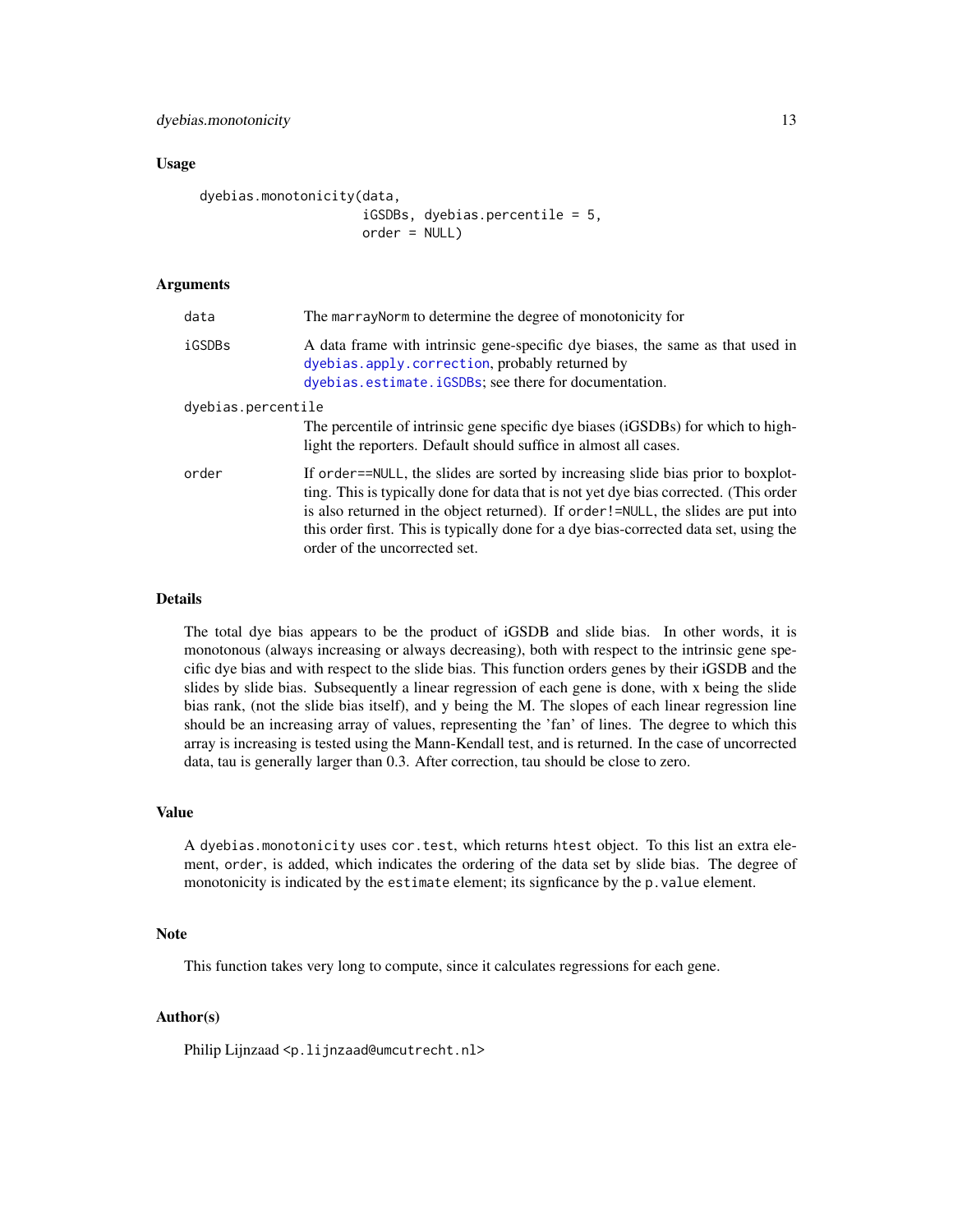## Usage

```
dyebias.monotonicity(data,
                     iGSDBs, dyebias.percentile = 5,
                     order = NULL)
```

## Arguments

| | |
|---|---|
| data | The marrayNorm to determine the degree of monotonicity for |
| iGSDBs | A data frame with intrinsic gene-specific dye biases, the same as that used in dyebias.apply.correction, probably returned by dyebias.estimate.iGSDBs; see there for documentation. |
| dyebias.percentile | The percentile of intrinsic gene specific dye biases (iGSDBs) for which to highlight the reporters. Default should suffice in almost all cases. |
| order | If order==NULL, the slides are sorted by increasing slide bias prior to boxplotting. This is typically done for data that is not yet dye bias corrected. (This order is also returned in the object returned). If order!=NULL, the slides are put into this order first. This is typically done for a dye bias-corrected data set, using the order of the uncorrected set. |

## Details

The total dye bias appears to be the product of iGSDB and slide bias. In other words, it is monotonous (always increasing or always decreasing), both with respect to the intrinsic gene specific dye bias and with respect to the slide bias. This function orders genes by their iGSDB and the slides by slide bias. Subsequently a linear regression of each gene is done, with x being the slide bias rank, (not the slide bias itself), and y being the M. The slopes of each linear regression line should be an increasing array of values, representing the 'fan' of lines. The degree to which this array is increasing is tested using the Mann-Kendall test, and is returned. In the case of uncorrected data, tau is generally larger than 0.3. After correction, tau should be close to zero.

## Value

A dyebias.monotonicity uses cor.test, which returns htest object. To this list an extra element, order, is added, which indicates the ordering of the data set by slide bias. The degree of monotonicity is indicated by the estimate element; its signficance by the p.value element.

## Note

This function takes very long to compute, since it calculates regressions for each gene.

## Author(s)

Philip Lijnzaad <p.lijnzaad@umcutrecht.nl>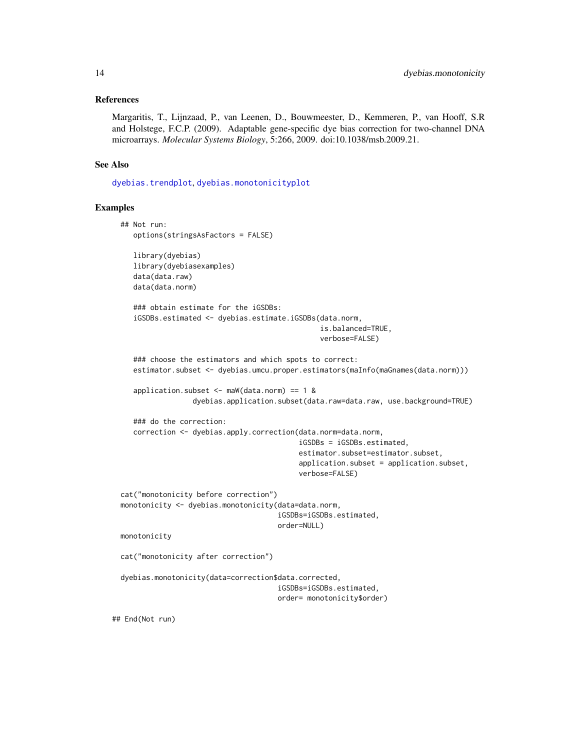## References

Margaritis, T., Lijnzaad, P., van Leenen, D., Bouwmeester, D., Kemmeren, P., van Hooff, S.R and Holstege, F.C.P. (2009). Adaptable gene-specific dye bias correction for two-channel DNA microarrays. *Molecular Systems Biology*, 5:266, 2009. doi:10.1038/msb.2009.21.

## See Also

dyebias.trendplot, dyebias.monotonicityplot

## Examples

```
## Not run:
   options(stringsAsFactors = FALSE)

   library(dyebias)
   library(dyebiasexamples)
   data(data.raw)
   data(data.norm)

   ### obtain estimate for the iGSDBs:
   iGSDBs.estimated <- dyebias.estimate.iGSDBs(data.norm,
                                               is.balanced=TRUE,
                                               verbose=FALSE)

   ### choose the estimators and which spots to correct:
   estimator.subset <- dyebias.umcu.proper.estimators(maInfo(maGnames(data.norm)))

   application.subset <- maW(data.norm) == 1 &
                dyebias.application.subset(data.raw=data.raw, use.background=TRUE)

   ### do the correction:
   correction <- dyebias.apply.correction(data.norm=data.norm,
                                          iGSDBs = iGSDBs.estimated,
                                          estimator.subset=estimator.subset,
                                          application.subset = application.subset,
                                          verbose=FALSE)

cat("monotonicity before correction")
monotonicity <- dyebias.monotonicity(data=data.norm,
                                     iGSDBs=iGSDBs.estimated,
                                     order=NULL)
monotonicity

cat("monotonicity after correction")

dyebias.monotonicity(data=correction$data.corrected,
                                     iGSDBs=iGSDBs.estimated,
                                     order= monotonicity$order)

## End(Not run)
```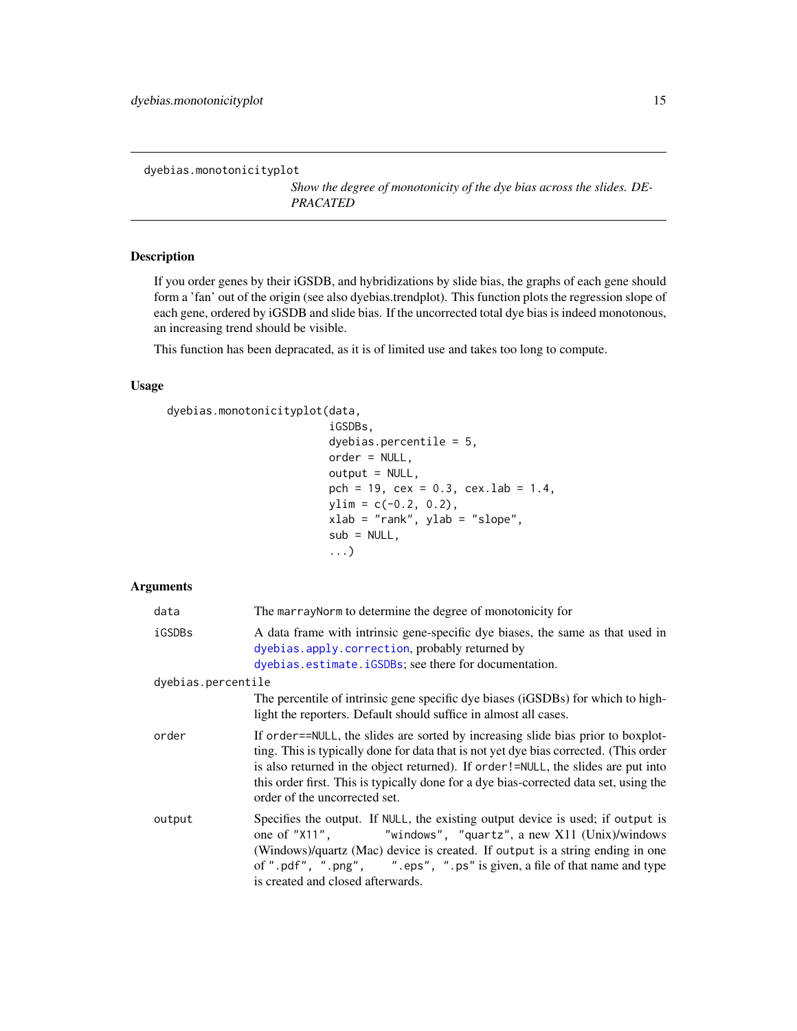dyebias.monotonicityplot

*Show the degree of monotonicity of the dye bias across the slides. DEPRACATED*

## Description

If you order genes by their iGSDB, and hybridizations by slide bias, the graphs of each gene should form a 'fan' out of the origin (see also dyebias.trendplot). This function plots the regression slope of each gene, ordered by iGSDB and slide bias. If the uncorrected total dye bias is indeed monotonous, an increasing trend should be visible.

This function has been depracated, as it is of limited use and takes too long to compute.

## Usage

```
dyebias.monotonicityplot(data,
                         iGSDBs,
                         dyebias.percentile = 5,
                         order = NULL,
                         output = NULL,
                         pch = 19, cex = 0.3, cex.lab = 1.4,
                         ylim = c(-0.2, 0.2),
                         xlab = "rank", ylab = "slope",
                         sub = NULL,
                         ...)
```

## Arguments

| | |
|---|---|
| data | The marrayNorm to determine the degree of monotonicity for |
| iGSDBs | A data frame with intrinsic gene-specific dye biases, the same as that used in dyebias.apply.correction, probably returned by dyebias.estimate.iGSDBs; see there for documentation. |
| dyebias.percentile | The percentile of intrinsic gene specific dye biases (iGSDBs) for which to highlight the reporters. Default should suffice in almost all cases. |
| order | If order==NULL, the slides are sorted by increasing slide bias prior to boxplotting. This is typically done for data that is not yet dye bias corrected. (This order is also returned in the object returned). If order!=NULL, the slides are put into this order first. This is typically done for a dye bias-corrected data set, using the order of the uncorrected set. |
| output | Specifies the output. If NULL, the existing output device is used; if output is one of "X11", "windows", "quartz", a new X11 (Unix)/windows (Windows)/quartz (Mac) device is created. If output is a string ending in one of ".pdf", ".png", ".eps", ".ps" is given, a file of that name and type is created and closed afterwards. |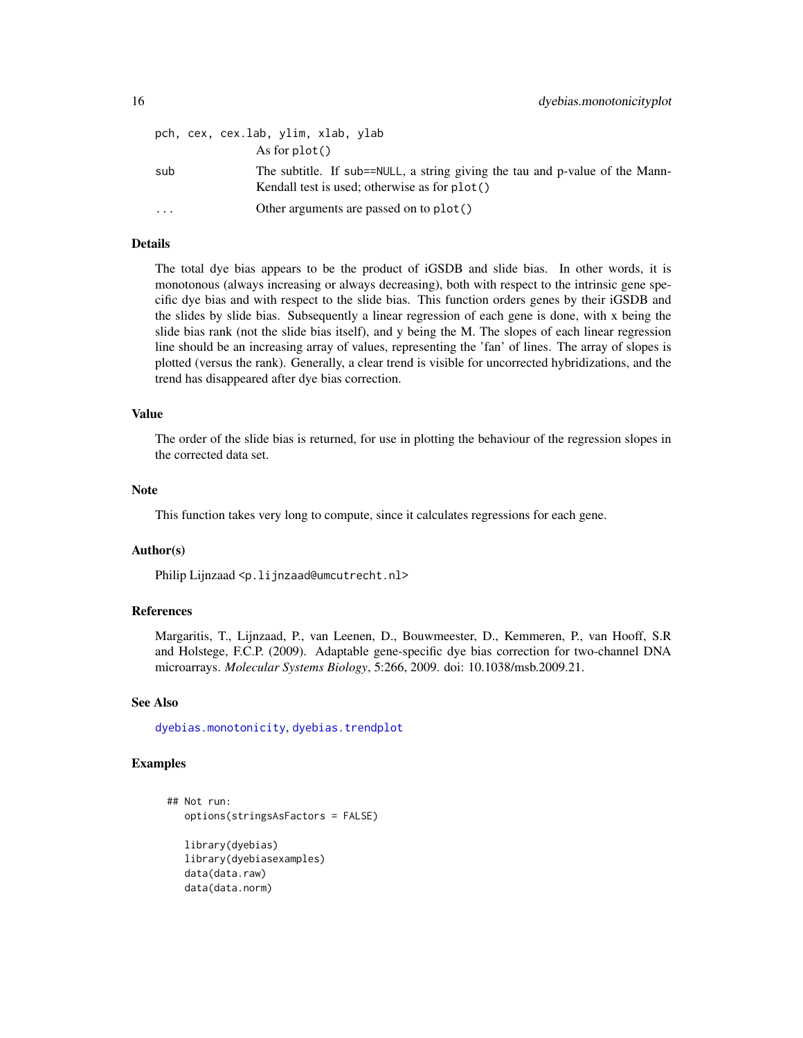| | |
|---|---|
| `pch, cex, cex.lab, ylim, xlab, ylab` | As for `plot()` |
| `sub` | The subtitle. If `sub==NULL`, a string giving the tau and p-value of the Mann-Kendall test is used; otherwise as for `plot()` |
| `...` | Other arguments are passed on to `plot()` |

## Details

The total dye bias appears to be the product of iGSDB and slide bias. In other words, it is monotonous (always increasing or always decreasing), both with respect to the intrinsic gene specific dye bias and with respect to the slide bias. This function orders genes by their iGSDB and the slides by slide bias. Subsequently a linear regression of each gene is done, with x being the slide bias rank (not the slide bias itself), and y being the M. The slopes of each linear regression line should be an increasing array of values, representing the 'fan' of lines. The array of slopes is plotted (versus the rank). Generally, a clear trend is visible for uncorrected hybridizations, and the trend has disappeared after dye bias correction.

## Value

The order of the slide bias is returned, for use in plotting the behaviour of the regression slopes in the corrected data set.

## Note

This function takes very long to compute, since it calculates regressions for each gene.

## Author(s)

Philip Lijnzaad <p.lijnzaad@umcutrecht.nl>

## References

Margaritis, T., Lijnzaad, P., van Leenen, D., Bouwmeester, D., Kemmeren, P., van Hooff, S.R and Holstege, F.C.P. (2009). Adaptable gene-specific dye bias correction for two-channel DNA microarrays. *Molecular Systems Biology*, 5:266, 2009. doi: 10.1038/msb.2009.21.

## See Also

`dyebias.monotonicity`, `dyebias.trendplot`

## Examples

```
## Not run:
   options(stringsAsFactors = FALSE)

   library(dyebias)
   library(dyebiasexamples)
   data(data.raw)
   data(data.norm)
```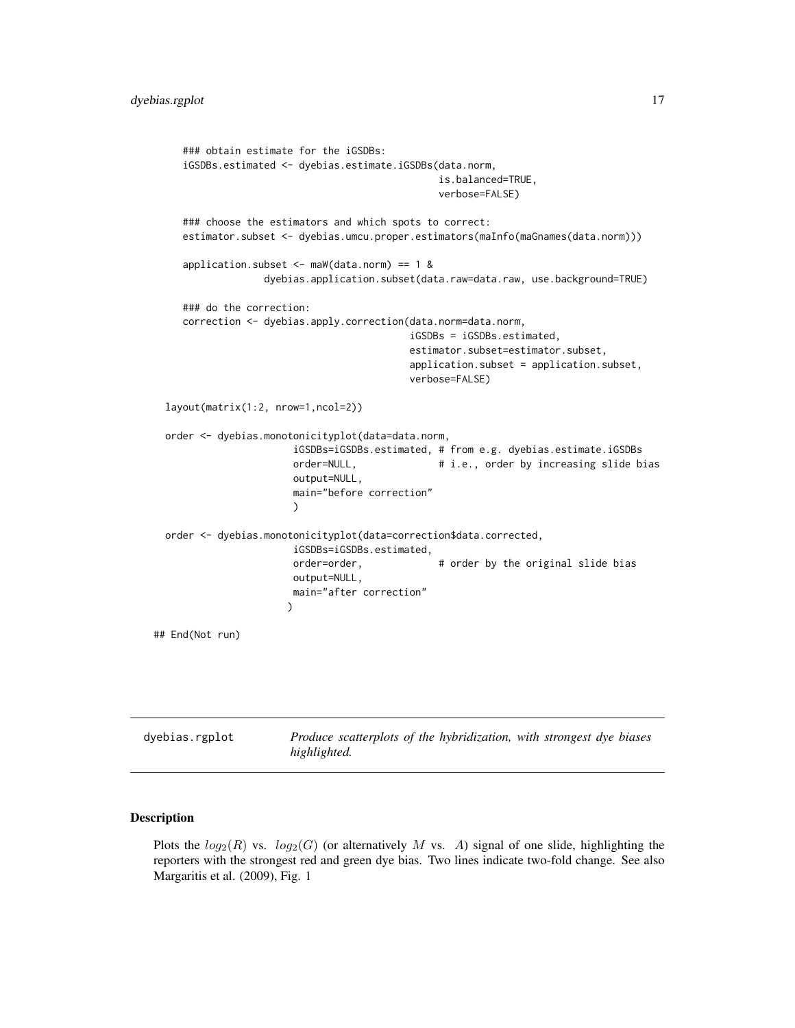```
    ### obtain estimate for the iGSDBs:
    iGSDBs.estimated <- dyebias.estimate.iGSDBs(data.norm,
                                                is.balanced=TRUE,
                                                verbose=FALSE)

    ### choose the estimators and which spots to correct:
    estimator.subset <- dyebias.umcu.proper.estimators(maInfo(maGnames(data.norm)))

    application.subset <- maW(data.norm) == 1 &
                dyebias.application.subset(data.raw=data.raw, use.background=TRUE)

    ### do the correction:
    correction <- dyebias.apply.correction(data.norm=data.norm,
                                           iGSDBs = iGSDBs.estimated,
                                           estimator.subset=estimator.subset,
                                           application.subset = application.subset,
                                           verbose=FALSE)

  layout(matrix(1:2, nrow=1,ncol=2))

  order <- dyebias.monotonicityplot(data=data.norm,
                       iGSDBs=iGSDBs.estimated, # from e.g. dyebias.estimate.iGSDBs
                       order=NULL,              # i.e., order by increasing slide bias
                       output=NULL,
                       main="before correction"
                       )

  order <- dyebias.monotonicityplot(data=correction$data.corrected,
                       iGSDBs=iGSDBs.estimated,
                       order=order,             # order by the original slide bias
                       output=NULL,
                       main="after correction"
                      )

## End(Not run)
```

## dyebias.rgplot

*Produce scatterplots of the hybridization, with strongest dye biases highlighted.*

### Description

Plots the $log_2(R)$ vs. $log_2(G)$ (or alternatively $M$ vs. $A$) signal of one slide, highlighting the reporters with the strongest red and green dye bias. Two lines indicate two-fold change. See also Margaritis et al. (2009), Fig. 1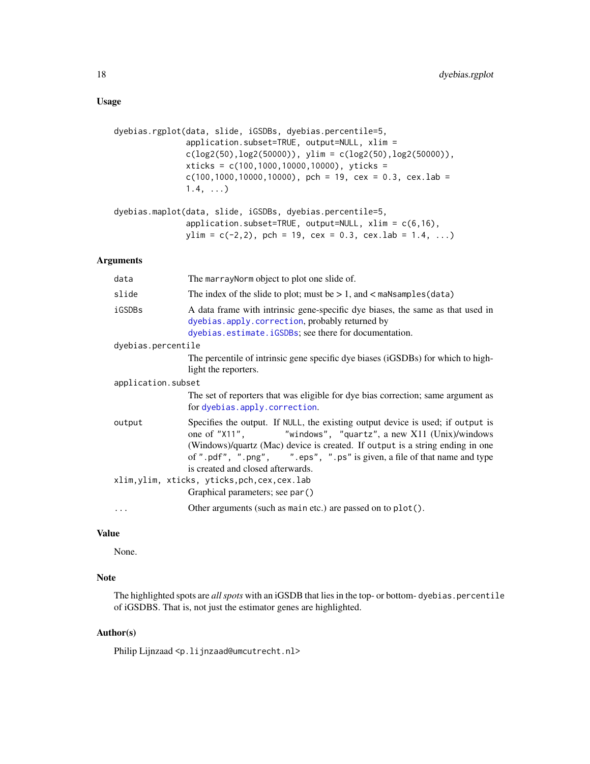## Usage

```
dyebias.rgplot(data, slide, iGSDBs, dyebias.percentile=5,
               application.subset=TRUE, output=NULL, xlim =
               c(log2(50),log2(50000)), ylim = c(log2(50),log2(50000)),
               xticks = c(100,1000,10000,10000), yticks =
               c(100,1000,10000,10000), pch = 19, cex = 0.3, cex.lab =
               1.4, ...)

dyebias.maplot(data, slide, iGSDBs, dyebias.percentile=5,
               application.subset=TRUE, output=NULL, xlim = c(6,16),
               ylim = c(-2,2), pch = 19, cex = 0.3, cex.lab = 1.4, ...)
```

## Arguments

| Argument | Description |
| --- | --- |
| `data` | The `marrayNorm` object to plot one slide of. |
| `slide` | The index of the slide to plot; must be > 1, and < `maNsamples(data)` |
| `iGSDBs` | A data frame with intrinsic gene-specific dye biases, the same as that used in `dyebias.apply.correction`, probably returned by `dyebias.estimate.iGSDBs`; see there for documentation. |
| `dyebias.percentile` | The percentile of intrinsic gene specific dye biases (iGSDBs) for which to highlight the reporters. |
| `application.subset` | The set of reporters that was eligible for dye bias correction; same argument as for `dyebias.apply.correction`. |
| `output` | Specifies the output. If `NULL`, the existing output device is used; if `output` is one of `"X11"`, `"windows"`, `"quartz"`, a new X11 (Unix)/windows (Windows)/quartz (Mac) device is created. If `output` is a string ending in one of `".pdf"`, `".png"`, `".eps"`, `".ps"` is given, a file of that name and type is created and closed afterwards. |
| `xlim,ylim, xticks, yticks,pch,cex,cex.lab` | Graphical parameters; see `par()` |
| `...` | Other arguments (such as `main` etc.) are passed on to `plot()`. |

## Value

None.

## Note

The highlighted spots are *all spots* with an iGSDB that lies in the top- or bottom- `dyebias.percentile` of iGSDBS. That is, not just the estimator genes are highlighted.

## Author(s)

Philip Lijnzaad <p.lijnzaad@umcutrecht.nl>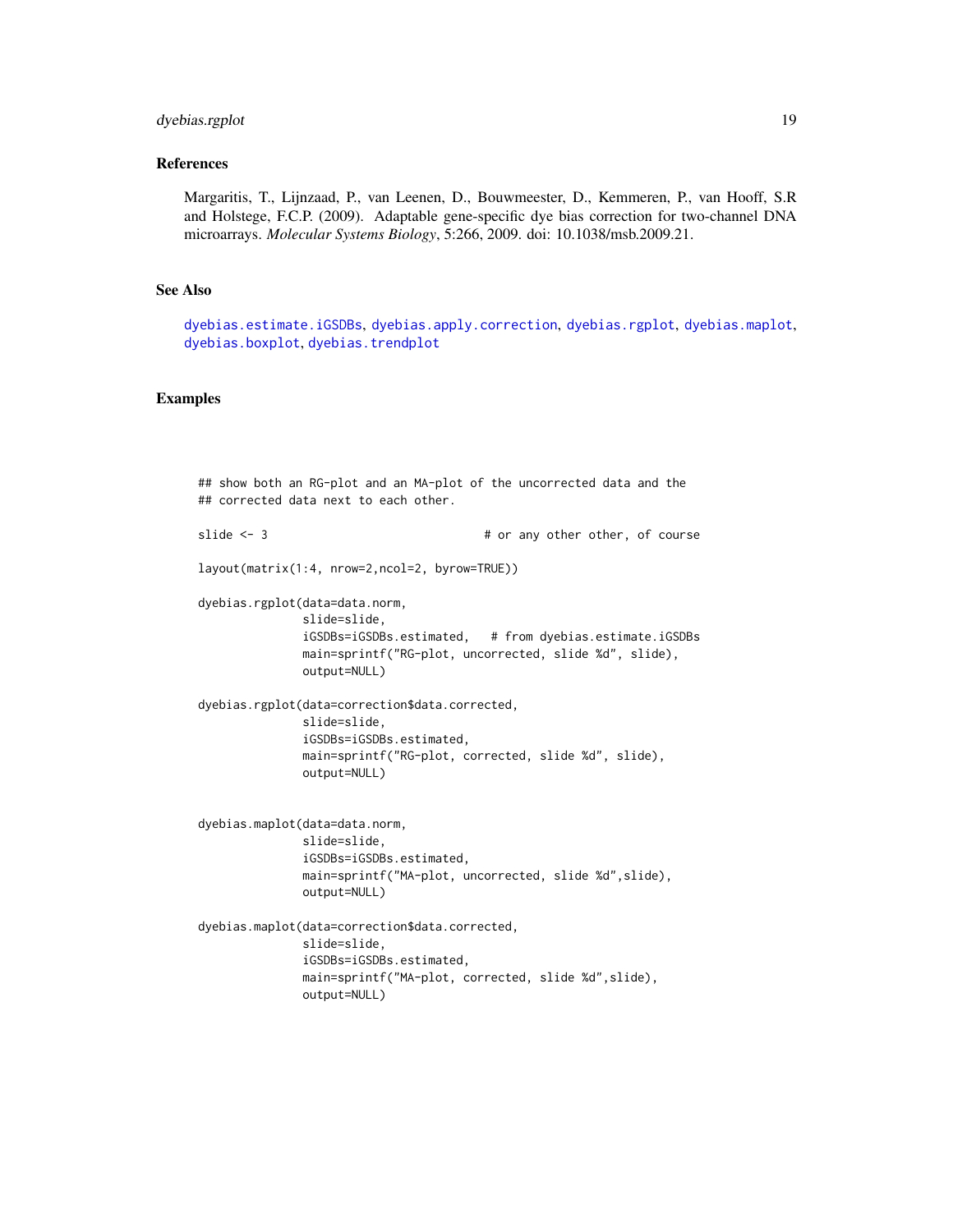## References

Margaritis, T., Lijnzaad, P., van Leenen, D., Bouwmeester, D., Kemmeren, P., van Hooff, S.R and Holstege, F.C.P. (2009). Adaptable gene-specific dye bias correction for two-channel DNA microarrays. *Molecular Systems Biology*, 5:266, 2009. doi: 10.1038/msb.2009.21.

## See Also

dyebias.estimate.iGSDBs, dyebias.apply.correction, dyebias.rgplot, dyebias.maplot, dyebias.boxplot, dyebias.trendplot

## Examples

```
## show both an RG-plot and an MA-plot of the uncorrected data and the
## corrected data next to each other.

slide <- 3                              # or any other other, of course

layout(matrix(1:4, nrow=2,ncol=2, byrow=TRUE))

dyebias.rgplot(data=data.norm,
               slide=slide,
               iGSDBs=iGSDBs.estimated,   # from dyebias.estimate.iGSDBs
               main=sprintf("RG-plot, uncorrected, slide %d", slide),
               output=NULL)

dyebias.rgplot(data=correction$data.corrected,
               slide=slide,
               iGSDBs=iGSDBs.estimated,
               main=sprintf("RG-plot, corrected, slide %d", slide),
               output=NULL)


dyebias.maplot(data=data.norm,
               slide=slide,
               iGSDBs=iGSDBs.estimated,
               main=sprintf("MA-plot, uncorrected, slide %d",slide),
               output=NULL)

dyebias.maplot(data=correction$data.corrected,
               slide=slide,
               iGSDBs=iGSDBs.estimated,
               main=sprintf("MA-plot, corrected, slide %d",slide),
               output=NULL)
```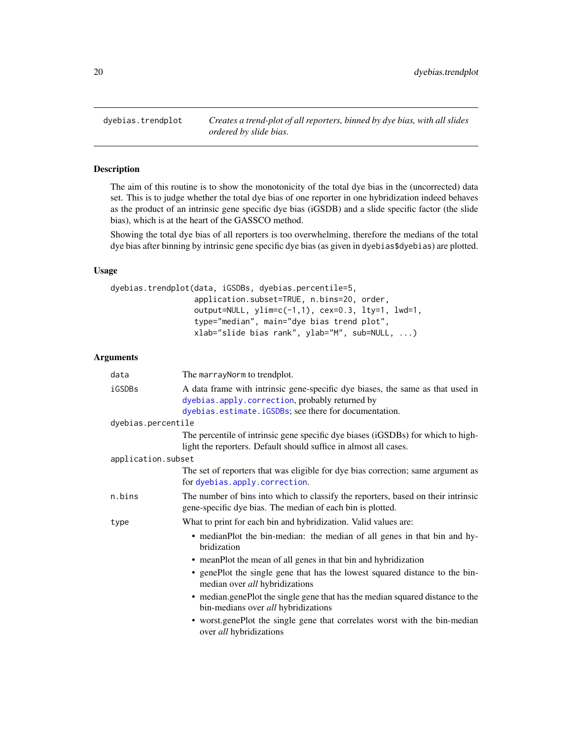# dyebias.trendplot

*Creates a trend-plot of all reporters, binned by dye bias, with all slides ordered by slide bias.*

## Description

The aim of this routine is to show the monotonicity of the total dye bias in the (uncorrected) data set. This is to judge whether the total dye bias of one reporter in one hybridization indeed behaves as the product of an intrinsic gene specific dye bias (iGSDB) and a slide specific factor (the slide bias), which is at the heart of the GASSCO method.

Showing the total dye bias of all reporters is too overwhelming, therefore the medians of the total dye bias after binning by intrinsic gene specific dye bias (as given in `dyebias$dyebias`) are plotted.

## Usage

```
dyebias.trendplot(data, iGSDBs, dyebias.percentile=5,
                  application.subset=TRUE, n.bins=20, order,
                  output=NULL, ylim=c(-1,1), cex=0.3, lty=1, lwd=1,
                  type="median", main="dye bias trend plot",
                  xlab="slide bias rank", ylab="M", sub=NULL, ...)
```

## Arguments

`data` — The `marrayNorm` to trendplot.

`iGSDBs` — A data frame with intrinsic gene-specific dye biases, the same as that used in `dyebias.apply.correction`, probably returned by `dyebias.estimate.iGSDBs`; see there for documentation.

`dyebias.percentile` — The percentile of intrinsic gene specific dye biases (iGSDBs) for which to highlight the reporters. Default should suffice in almost all cases.

`application.subset` — The set of reporters that was eligible for dye bias correction; same argument as for `dyebias.apply.correction`.

`n.bins` — The number of bins into which to classify the reporters, based on their intrinsic gene-specific dye bias. The median of each bin is plotted.

`type` — What to print for each bin and hybridization. Valid values are:

- medianPlot the bin-median: the median of all genes in that bin and hybridization
- meanPlot the mean of all genes in that bin and hybridization
- genePlot the single gene that has the lowest squared distance to the bin-median over *all* hybridizations
- median.genePlot the single gene that has the median squared distance to the bin-medians over *all* hybridizations
- worst.genePlot the single gene that correlates worst with the bin-median over *all* hybridizations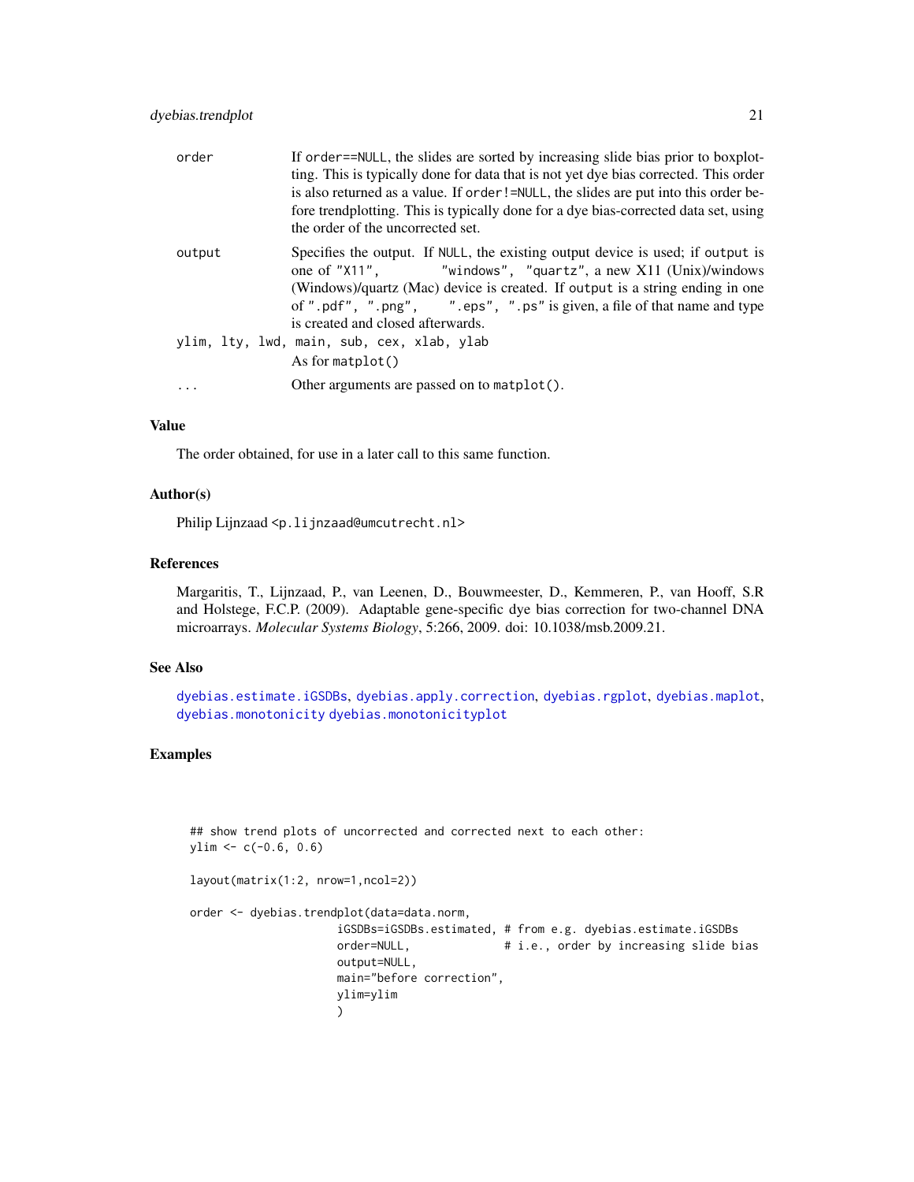| | |
|---|---|
| order | If order==NULL, the slides are sorted by increasing slide bias prior to boxplotting. This is typically done for data that is not yet dye bias corrected. This order is also returned as a value. If order!=NULL, the slides are put into this order before trendplotting. This is typically done for a dye bias-corrected data set, using the order of the uncorrected set. |
| output | Specifies the output. If NULL, the existing output device is used; if output is one of "X11", "windows", "quartz", a new X11 (Unix)/windows (Windows)/quartz (Mac) device is created. If output is a string ending in one of ".pdf", ".png", ".eps", ".ps" is given, a file of that name and type is created and closed afterwards. |
| ylim, lty, lwd, main, sub, cex, xlab, ylab | As for matplot() |
| ... | Other arguments are passed on to matplot(). |

## Value

The order obtained, for use in a later call to this same function.

## Author(s)

Philip Lijnzaad <p.lijnzaad@umcutrecht.nl>

## References

Margaritis, T., Lijnzaad, P., van Leenen, D., Bouwmeester, D., Kemmeren, P., van Hooff, S.R and Holstege, F.C.P. (2009). Adaptable gene-specific dye bias correction for two-channel DNA microarrays. *Molecular Systems Biology*, 5:266, 2009. doi: 10.1038/msb.2009.21.

## See Also

dyebias.estimate.iGSDBs, dyebias.apply.correction, dyebias.rgplot, dyebias.maplot, dyebias.monotonicity dyebias.monotonicityplot

## Examples

```
## show trend plots of uncorrected and corrected next to each other:
ylim <- c(-0.6, 0.6)

layout(matrix(1:2, nrow=1,ncol=2))

order <- dyebias.trendplot(data=data.norm,
                      iGSDBs=iGSDBs.estimated, # from e.g. dyebias.estimate.iGSDBs
                      order=NULL,              # i.e., order by increasing slide bias
                      output=NULL,
                      main="before correction",
                      ylim=ylim
                      )
```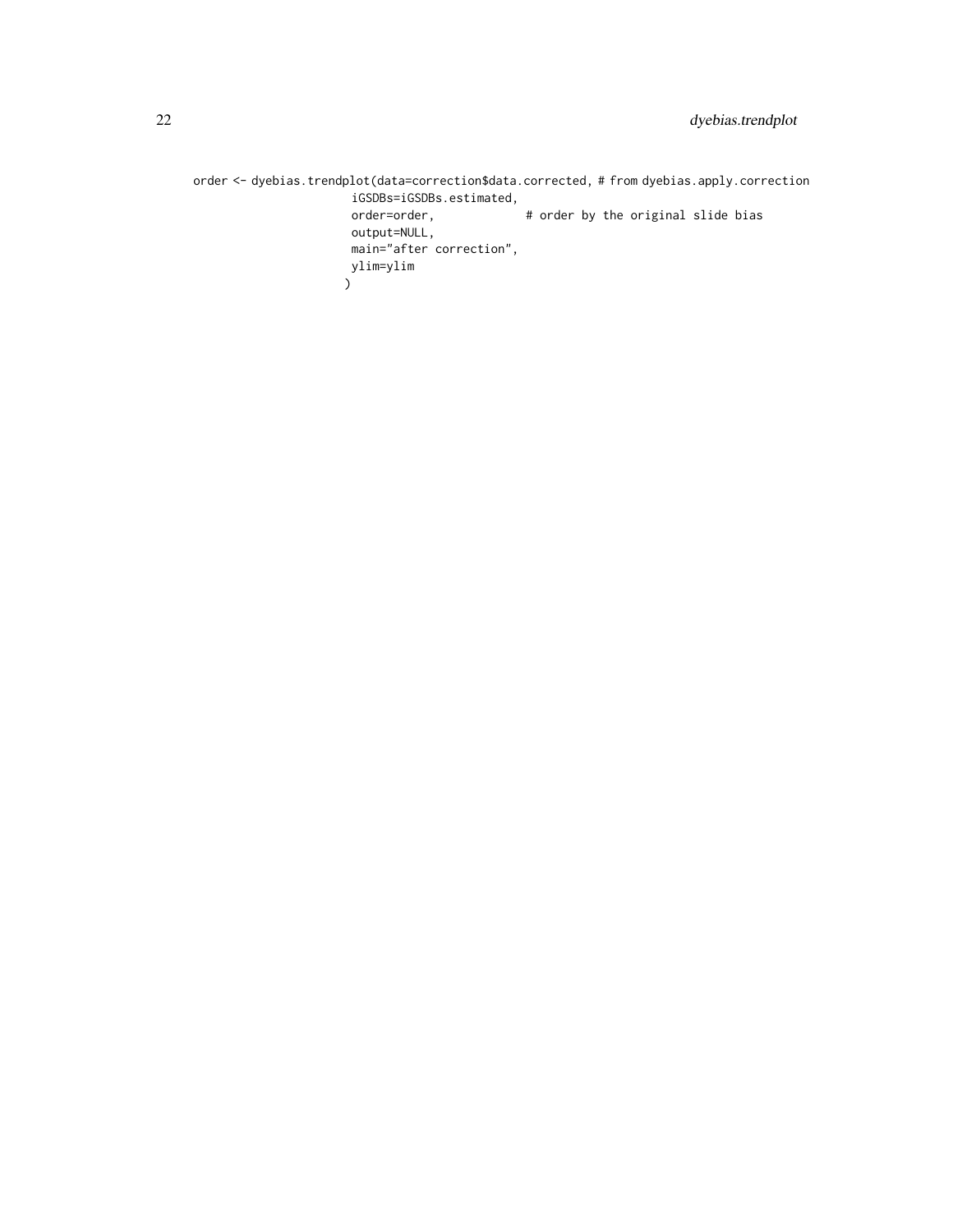```
order <- dyebias.trendplot(data=correction$data.corrected, # from dyebias.apply.correction
                   iGSDBs=iGSDBs.estimated,
                   order=order,             # order by the original slide bias
                   output=NULL,
                   main="after correction",
                   ylim=ylim
                  )
```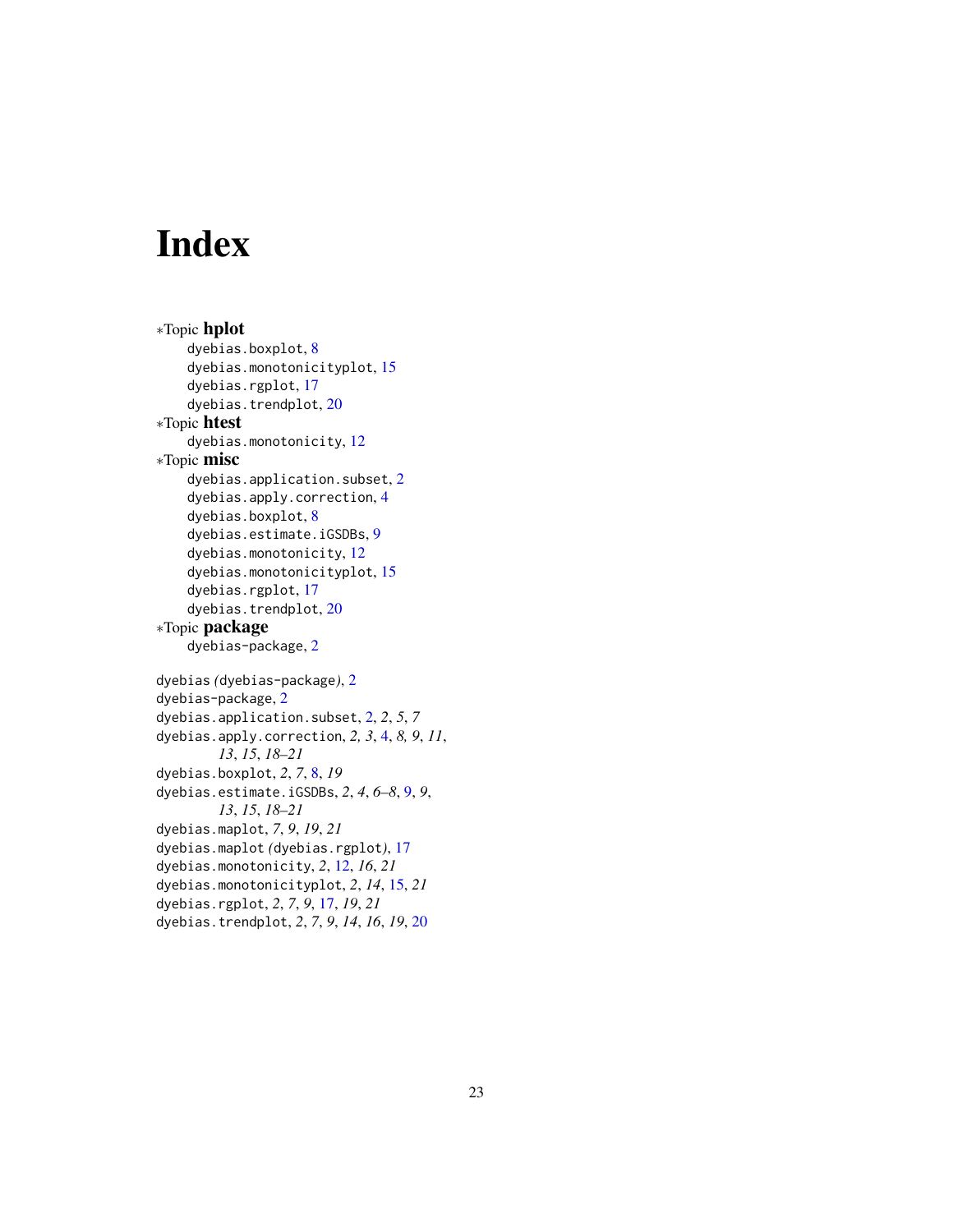# Index

∗Topic **hplot**
- dyebias.boxplot, 8
- dyebias.monotonicityplot, 15
- dyebias.rgplot, 17
- dyebias.trendplot, 20

∗Topic **htest**
- dyebias.monotonicity, 12

∗Topic **misc**
- dyebias.application.subset, 2
- dyebias.apply.correction, 4
- dyebias.boxplot, 8
- dyebias.estimate.iGSDBs, 9
- dyebias.monotonicity, 12
- dyebias.monotonicityplot, 15
- dyebias.rgplot, 17
- dyebias.trendplot, 20

∗Topic **package**
- dyebias-package, 2

dyebias *(*dyebias-package*)*, 2
dyebias-package, 2
dyebias.application.subset, 2, *2*, *5*, *7*
dyebias.apply.correction, *2, 3*, 4, *8, 9*, *11*, *13*, *15*, *18–21*
dyebias.boxplot, *2*, *7*, 8, *19*
dyebias.estimate.iGSDBs, *2*, *4*, *6–8*, 9, *9*, *13*, *15*, *18–21*
dyebias.maplot, *7*, *9*, *19*, *21*
dyebias.maplot *(*dyebias.rgplot*)*, 17
dyebias.monotonicity, *2*, 12, *16*, *21*
dyebias.monotonicityplot, *2*, *14*, 15, *21*
dyebias.rgplot, *2*, *7*, *9*, 17, *19*, *21*
dyebias.trendplot, *2*, *7*, *9*, *14*, *16*, *19*, 20